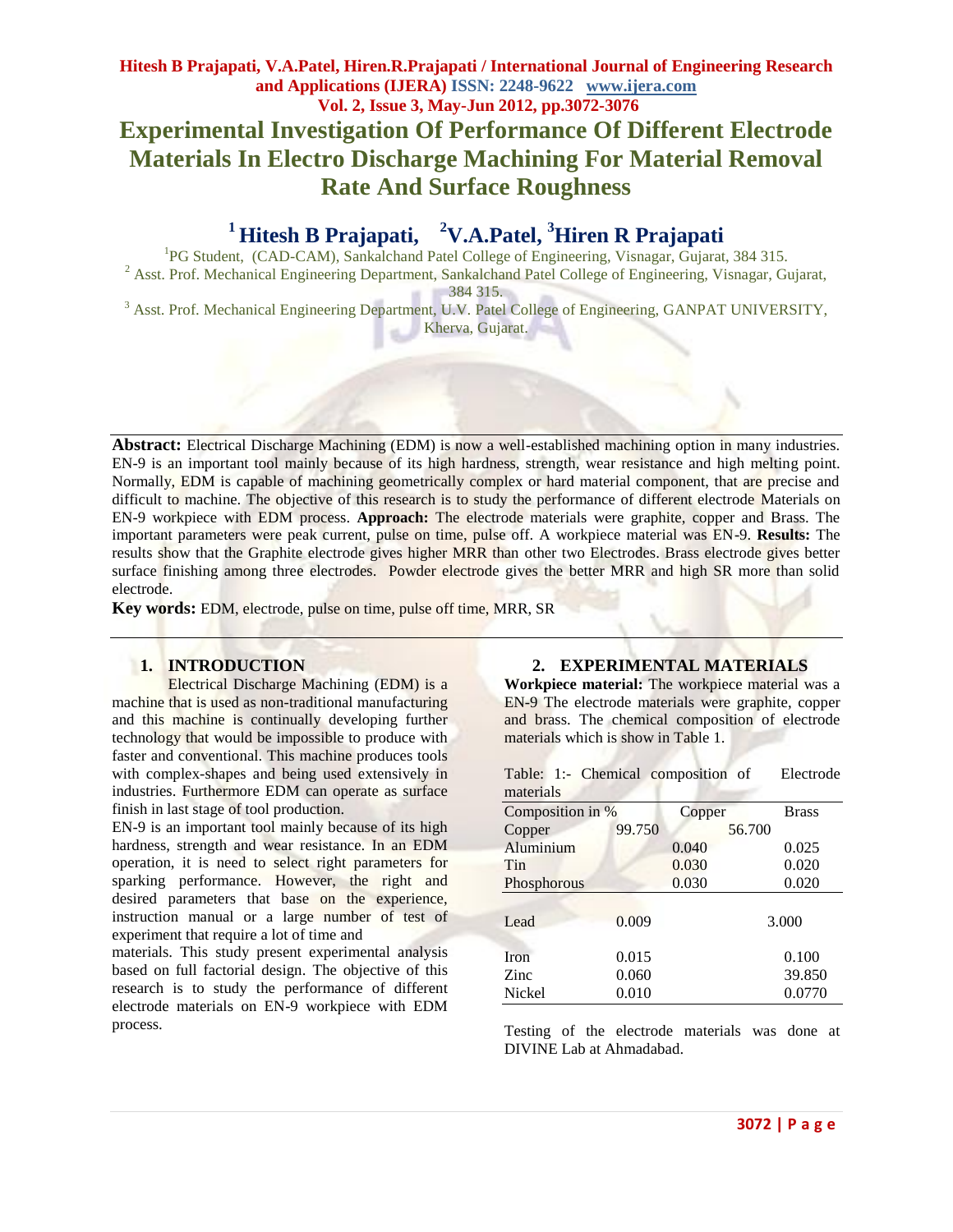# Experimental Investigation Of Performance Of Different Electrode Materials In Electro Discharge Machining For Material Removal Rate And Surface Roughness

**[1] Hitesh B Prajapati, [2] V.A.Patel, [3] Hiren R Prajapati**

[1] PG Student, (CAD-CAM), Sankalchand Patel College of Engineering, Visnagar, Gujarat, 384 315.

[2] Asst. Prof. Mechanical Engineering Department, Sankalchand Patel College of Engineering, Visnagar, Gujarat, 384 315.

[3] Asst. Prof. Mechanical Engineering Department, U.V. Patel College of Engineering, GANPAT UNIVERSITY, Kherva, Gujarat.

**Abstract:** Electrical Discharge Machining (EDM) is now a well-established machining option in many industries. EN-9 is an important tool mainly because of its high hardness, strength, wear resistance and high melting point. Normally, EDM is capable of machining geometrically complex or hard material component, that are precise and difficult to machine. The objective of this research is to study the performance of different electrode Materials on EN-9 workpiece with EDM process. **Approach:** The electrode materials were graphite, copper and Brass. The important parameters were peak current, pulse on time, pulse off. A workpiece material was EN-9. **Results:** The results show that the Graphite electrode gives higher MRR than other two Electrodes. Brass electrode gives better surface finishing among three electrodes. Powder electrode gives the better MRR and high SR more than solid electrode.

**Key words:** EDM, electrode, pulse on time, pulse off time, MRR, SR

## 1. INTRODUCTION

Electrical Discharge Machining (EDM) is a machine that is used as non-traditional manufacturing and this machine is continually developing further technology that would be impossible to produce with faster and conventional. This machine produces tools with complex-shapes and being used extensively in industries. Furthermore EDM can operate as surface finish in last stage of tool production.

EN-9 is an important tool mainly because of its high hardness, strength and wear resistance. In an EDM operation, it is need to select right parameters for sparking performance. However, the right and desired parameters that base on the experience, instruction manual or a large number of test of experiment that require a lot of time and materials. This study present experimental analysis based on full factorial design. The objective of this research is to study the performance of different electrode materials on EN-9 workpiece with EDM process.

## 2. EXPERIMENTAL MATERIALS

**Workpiece material:** The workpiece material was a EN-9 The electrode materials were graphite, copper and brass. The chemical composition of electrode materials which is show in Table 1.

Table: 1:- Chemical composition of Electrode materials

| Composition in % | Copper | Brass |
|---|---|---|
| Copper | 99.750 | 56.700 |
| Aluminium | 0.040 | 0.025 |
| Tin | 0.030 | 0.020 |
| Phosphorous | 0.030 | 0.020 |
| Lead | 0.009 | 3.000 |
| Iron | 0.015 | 0.100 |
| Zinc | 0.060 | 39.850 |
| Nickel | 0.010 | 0.0770 |

Testing of the electrode materials was done at DIVINE Lab at Ahmadabad.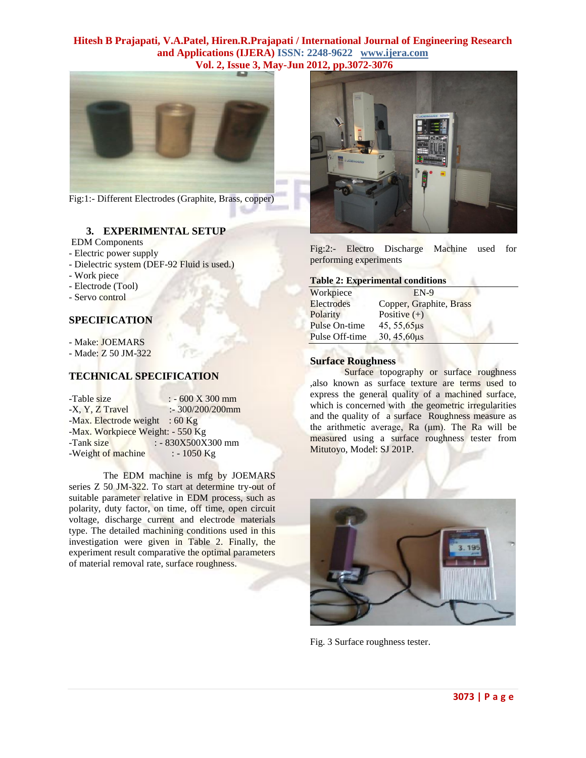Fig:1:- Different Electrodes (Graphite, Brass, copper)

### 3. EXPERIMENTAL SETUP

EDM Components

- Electric power supply
- Dielectric system (DEF-92 Fluid is used.)
- Work piece
- Electrode (Tool)
- Servo control

### SPECIFICATION

- Make: JOEMARS
- Made: Z 50 JM-322

### TECHNICAL SPECIFICATION

-Table size : - 600 X 300 mm
-X, Y, Z Travel :- 300/200/200mm
-Max. Electrode weight : 60 Kg
-Max. Workpiece Weight: - 550 Kg
-Tank size : - 830X500X300 mm
-Weight of machine : - 1050 Kg

The EDM machine is mfg by JOEMARS series Z 50 JM-322. To start at determine try-out of suitable parameter relative in EDM process, such as polarity, duty factor, on time, off time, open circuit voltage, discharge current and electrode materials type. The detailed machining conditions used in this investigation were given in Table 2. Finally, the experiment result comparative the optimal parameters of material removal rate, surface roughness.

Fig:2:- Electro Discharge Machine used for performing experiments

**Table 2: Experimental conditions**

| | |
|---|---|
| Workpiece | EN-9 |
| Electrodes | Copper, Graphite, Brass |
| Polarity | Positive (+) |
| Pulse On-time | 45, 55,65µs |
| Pulse Off-time | 30, 45,60µs |

### Surface Roughness

Surface topography or surface roughness ,also known as surface texture are terms used to express the general quality of a machined surface, which is concerned with the geometric irregularities and the quality of a surface Roughness measure as the arithmetic average, Ra (µm). The Ra will be measured using a surface roughness tester from Mitutoyo, Model: SJ 201P.

Fig. 3 Surface roughness tester.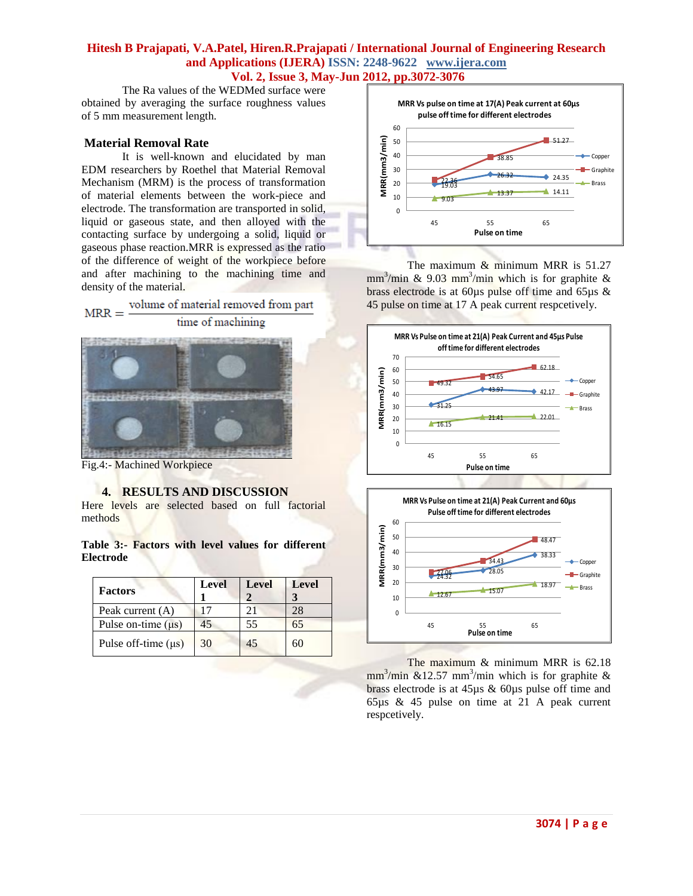The Ra values of the WEDMed surface were obtained by averaging the surface roughness values of 5 mm measurement length.

## Material Removal Rate

It is well-known and elucidated by man EDM researchers by Roethel that Material Removal Mechanism (MRM) is the process of transformation of material elements between the work-piece and electrode. The transformation are transported in solid, liquid or gaseous state, and then alloyed with the contacting surface by undergoing a solid, liquid or gaseous phase reaction.MRR is expressed as the ratio of the difference of weight of the workpiece before and after machining to the machining time and density of the material.

$$MRR = \frac{\text{volume of material removed from part}}{\text{time of machining}}$$

Fig.4:- Machined Workpiece

## 4. RESULTS AND DISCUSSION

Here levels are selected based on full factorial methods

**Table 3:- Factors with level values for different Electrode**

| Factors | Level 1 | Level 2 | Level 3 |
|---|---|---|---|
| Peak current (A) | 17 | 21 | 28 |
| Pulse on-time (µs) | 45 | 55 | 65 |
| Pulse off-time (µs) | 30 | 45 | 60 |

The maximum & minimum MRR is 51.27 $mm^3$/min & 9.03 $mm^3$/min which is for graphite & brass electrode is at 60µs pulse off time and 65µs & 45 pulse on time at 17 A peak current respcetively.

The maximum & minimum MRR is 62.18 $mm^3$/min &12.57 $mm^3$/min which is for graphite & brass electrode is at 45µs & 60µs pulse off time and 65µs & 45 pulse on time at 21 A peak current respcetively.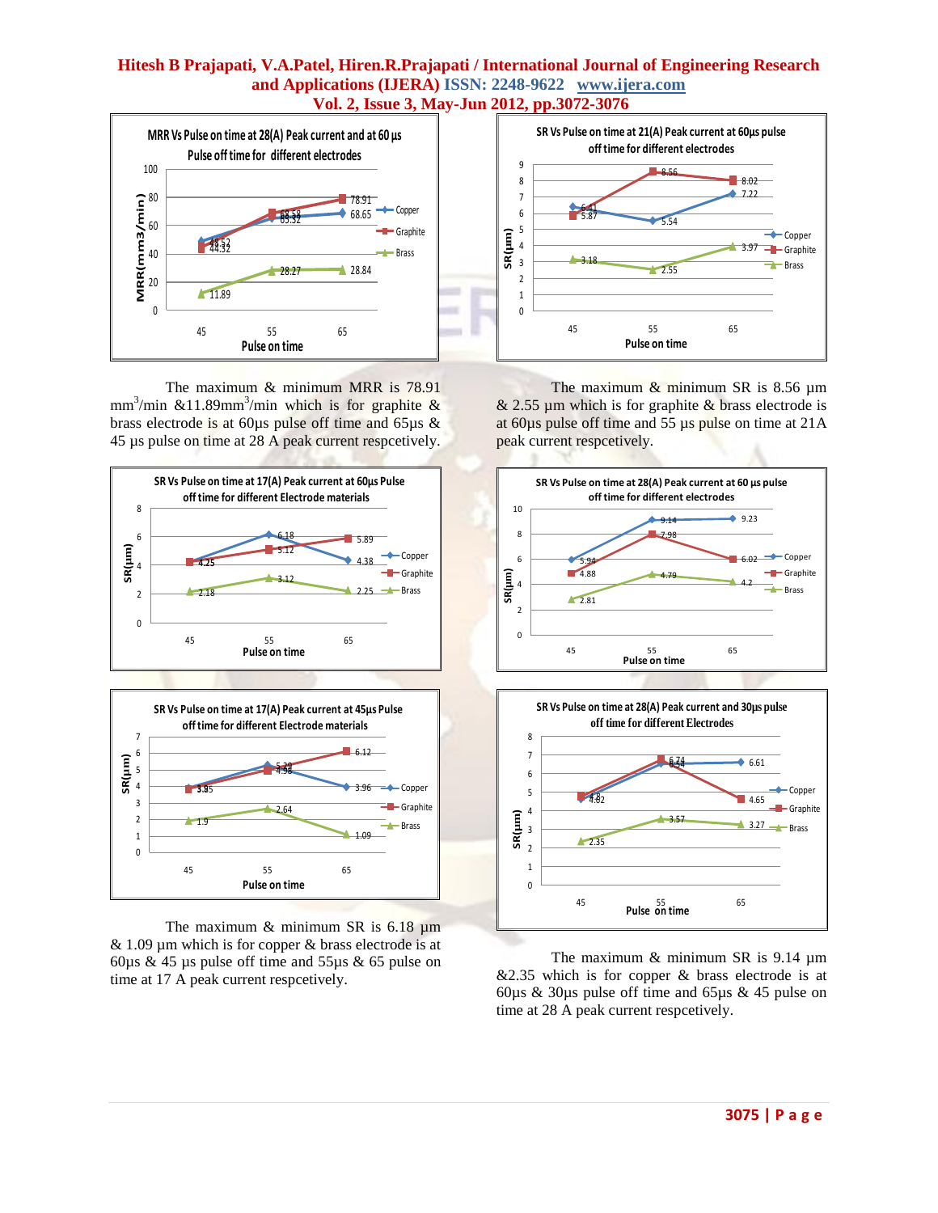The maximum & minimum MRR is 78.91 $mm^3$/min &11.89$mm^3$/min which is for graphite & brass electrode is at 60µs pulse off time and 65µs & 45 µs pulse on time at 28 A peak current respcetively.

The maximum & minimum SR is 8.56 µm & 2.55 µm which is for graphite & brass electrode is at 60µs pulse off time and 55 µs pulse on time at 21A peak current respcetively.

The maximum & minimum SR is 6.18 µm & 1.09 µm which is for copper & brass electrode is at 60µs & 45 µs pulse off time and 55µs & 65 pulse on time at 17 A peak current respcetively.

The maximum & minimum SR is 9.14 µm &2.35 which is for copper & brass electrode is at 60µs & 30µs pulse off time and 65µs & 45 pulse on time at 28 A peak current respcetively.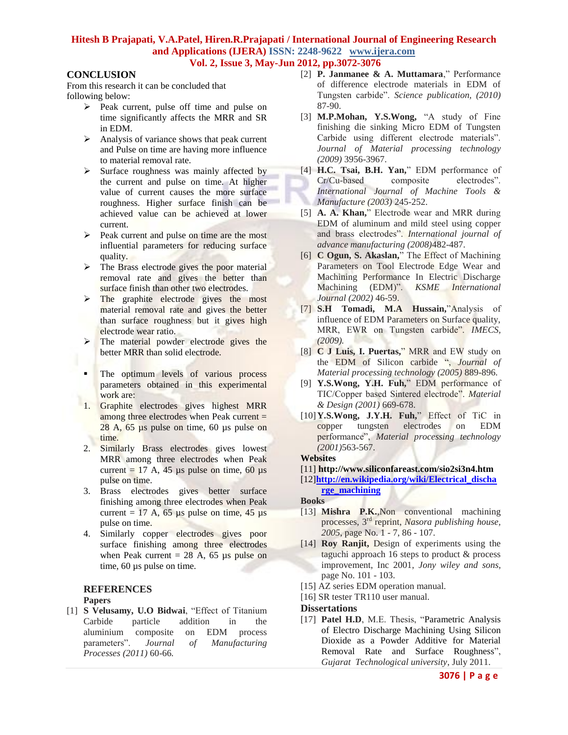## CONCLUSION

From this research it can be concluded that following below:

- Peak current, pulse off time and pulse on time significantly affects the MRR and SR in EDM.
- Analysis of variance shows that peak current and Pulse on time are having more influence to material removal rate.
- Surface roughness was mainly affected by the current and pulse on time. At higher value of current causes the more surface roughness. Higher surface finish can be achieved value can be achieved at lower current.
- Peak current and pulse on time are the most influential parameters for reducing surface quality.
- The Brass electrode gives the poor material removal rate and gives the better than surface finish than other two electrodes.
- The graphite electrode gives the most material removal rate and gives the better than surface roughness but it gives high electrode wear ratio.
- The material powder electrode gives the better MRR than solid electrode.

- The optimum levels of various process parameters obtained in this experimental work are:

1. Graphite electrodes gives highest MRR among three electrodes when Peak current = 28 A, 65 µs pulse on time, 60 µs pulse on time.
2. Similarly Brass electrodes gives lowest MRR among three electrodes when Peak current = 17 A, 45 µs pulse on time, 60 µs pulse on time.
3. Brass electrodes gives better surface finishing among three electrodes when Peak current = 17 A, 65 µs pulse on time, 45 µs pulse on time.
4. Similarly copper electrodes gives poor surface finishing among three electrodes when Peak current = 28 A, 65 µs pulse on time, 60 µs pulse on time.

## REFERENCES

### Papers

[1] **S Velusamy, U.O Bidwai**, "Effect of Titanium Carbide particle addition in the aluminium composite on EDM process parameters". *Journal of Manufacturing Processes (2011)* 60-66.

[2] **P. Janmanee & A. Muttamara**," Performance of difference electrode materials in EDM of Tungsten carbide". *Science publication, (2010)* 87-90.

[3] **M.P.Mohan, Y.S.Wong,** "A study of Fine finishing die sinking Micro EDM of Tungsten Carbide using different electrode materials". *Journal of Material processing technology (2009)* 3956-3967.

[4] **H.C. Tsai, B.H. Yan,**" EDM performance of Cr/Cu-based composite electrodes". *International Journal of Machine Tools & Manufacture (2003)* 245-252.

[5] **A. A. Khan,**" Electrode wear and MRR during EDM of aluminum and mild steel using copper and brass electrodes". *International journal of advance manufacturing (2008)*482-487.

[6] **C Ogun, S. Akaslan,**" The Effect of Machining Parameters on Tool Electrode Edge Wear and Machining Performance In Electric Discharge Machining (EDM)". *KSME International Journal (2002)* 46-59.

[7] **S.H Tomadi, M.A Hussain,**"Analysis of influence of EDM Parameters on Surface quality, MRR, EWR on Tungsten carbide". *IMECS, (2009).*

[8] **C J Luis, I. Puertas,**" MRR and EW study on the EDM of Silicon carbide ", *Journal of Material processing technology (2005)* 889-896.

[9] **Y.S.Wong, Y.H. Fuh,**" EDM performance of TIC/Copper based Sintered electrode". *Material & Design (2001)* 669-678.

[10] **Y.S.Wong, J.Y.H. Fuh,**" Effect of TiC in copper tungsten electrodes on EDM performance", *Material processing technology (2001)*563-567.

### Websites

[11] **http://www.siliconfareast.com/sio2si3n4.htm**

[12] **http://en.wikipedia.org/wiki/Electrical_discharge_machining**

### Books

[13] **Mishra P.K.**,Non conventional machining processes, 3rd reprint, *Nasora publishing house, 2005*, page No. 1 - 7, 86 - 107.

[14] **Roy Ranjit,** Design of experiments using the taguchi approach 16 steps to product & process improvement, Inc 2001, *Jony wiley and sons*, page No. 101 - 103.

[15] AZ series EDM operation manual.

[16] SR tester TR110 user manual.

### Dissertations

[17] **Patel H.D**, M.E. Thesis, "Parametric Analysis of Electro Discharge Machining Using Silicon Dioxide as a Powder Additive for Material Removal Rate and Surface Roughness", *Gujarat Technological university*, July 2011.